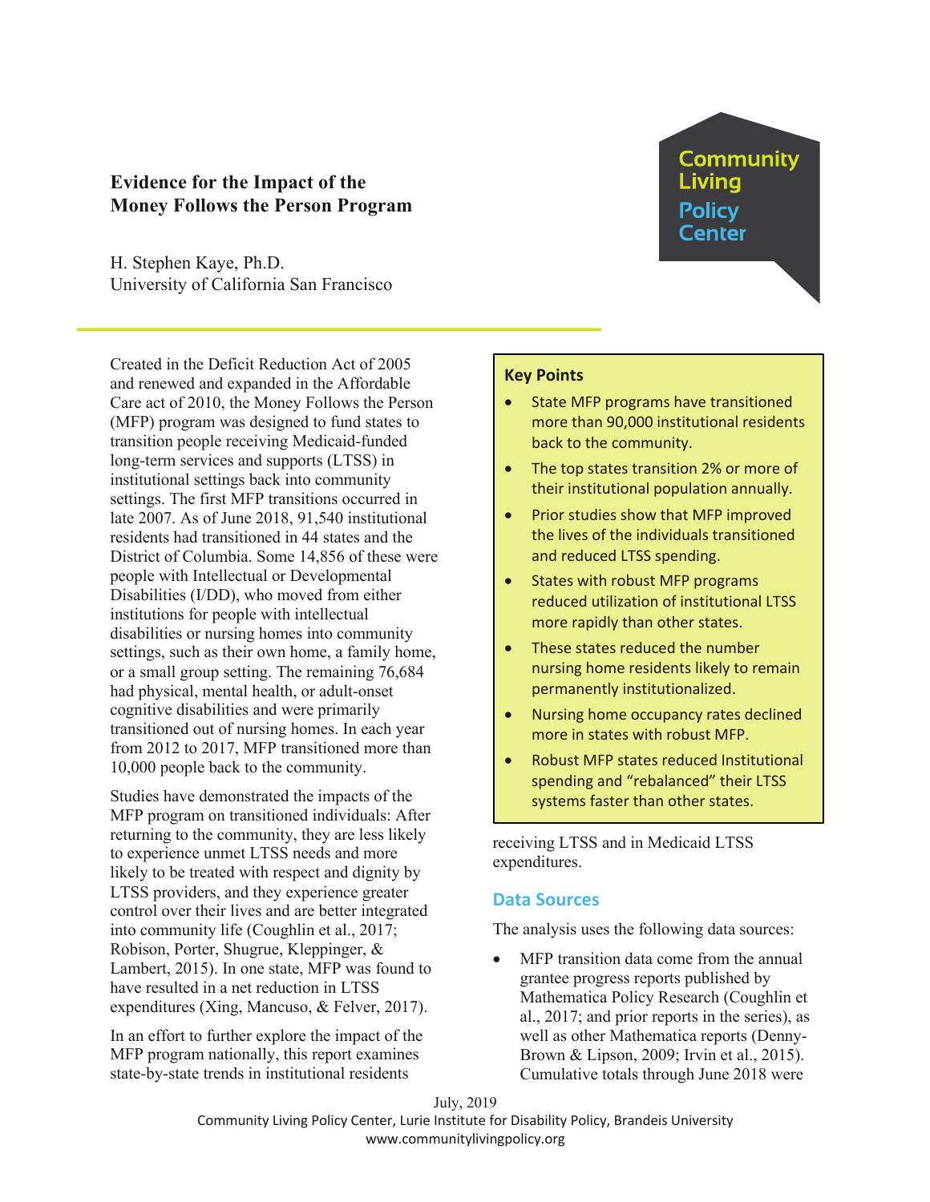# Evidence for the Impact of the Money Follows the Person Program

H. Stephen Kaye, Ph.D.
University of California San Francisco

Community Living Policy Center

Created in the Deficit Reduction Act of 2005 and renewed and expanded in the Affordable Care act of 2010, the Money Follows the Person (MFP) program was designed to fund states to transition people receiving Medicaid-funded long-term services and supports (LTSS) in institutional settings back into community settings. The first MFP transitions occurred in late 2007. As of June 2018, 91,540 institutional residents had transitioned in 44 states and the District of Columbia. Some 14,856 of these were people with Intellectual or Developmental Disabilities (I/DD), who moved from either institutions for people with intellectual disabilities or nursing homes into community settings, such as their own home, a family home, or a small group setting. The remaining 76,684 had physical, mental health, or adult-onset cognitive disabilities and were primarily transitioned out of nursing homes. In each year from 2012 to 2017, MFP transitioned more than 10,000 people back to the community.

Studies have demonstrated the impacts of the MFP program on transitioned individuals: After returning to the community, they are less likely to experience unmet LTSS needs and more likely to be treated with respect and dignity by LTSS providers, and they experience greater control over their lives and are better integrated into community life (Coughlin et al., 2017; Robison, Porter, Shugrue, Kleppinger, & Lambert, 2015). In one state, MFP was found to have resulted in a net reduction in LTSS expenditures (Xing, Mancuso, & Felver, 2017).

In an effort to further explore the impact of the MFP program nationally, this report examines state-by-state trends in institutional residents receiving LTSS and in Medicaid LTSS expenditures.

> **Key Points**
>
> - State MFP programs have transitioned more than 90,000 institutional residents back to the community.
> - The top states transition 2% or more of their institutional population annually.
> - Prior studies show that MFP improved the lives of the individuals transitioned and reduced LTSS spending.
> - States with robust MFP programs reduced utilization of institutional LTSS more rapidly than other states.
> - These states reduced the number nursing home residents likely to remain permanently institutionalized.
> - Nursing home occupancy rates declined more in states with robust MFP.
> - Robust MFP states reduced Institutional spending and "rebalanced" their LTSS systems faster than other states.

## Data Sources

The analysis uses the following data sources:

- MFP transition data come from the annual grantee progress reports published by Mathematica Policy Research (Coughlin et al., 2017; and prior reports in the series), as well as other Mathematica reports (Denny-Brown & Lipson, 2009; Irvin et al., 2015). Cumulative totals through June 2018 were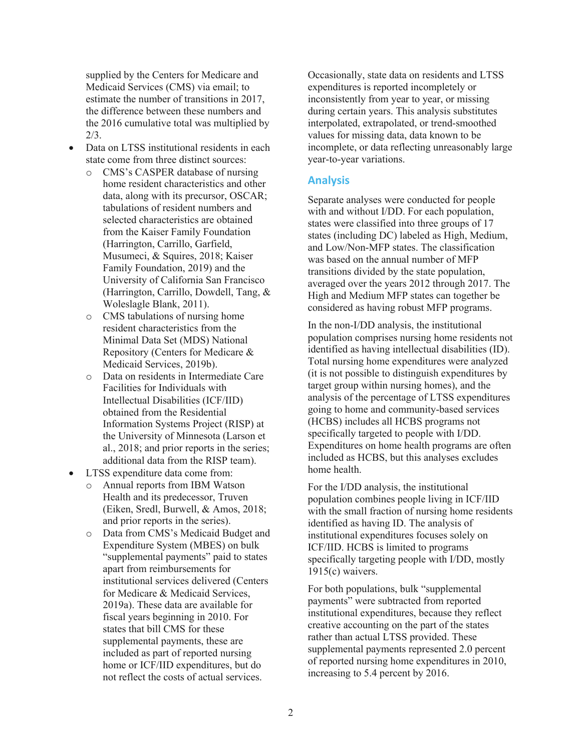supplied by the Centers for Medicare and Medicaid Services (CMS) via email; to estimate the number of transitions in 2017, the difference between these numbers and the 2016 cumulative total was multiplied by 2/3.

- Data on LTSS institutional residents in each state come from three distinct sources:
  - CMS's CASPER database of nursing home resident characteristics and other data, along with its precursor, OSCAR; tabulations of resident numbers and selected characteristics are obtained from the Kaiser Family Foundation (Harrington, Carrillo, Garfield, Musumeci, & Squires, 2018; Kaiser Family Foundation, 2019) and the University of California San Francisco (Harrington, Carrillo, Dowdell, Tang, & Woleslagle Blank, 2011).
  - CMS tabulations of nursing home resident characteristics from the Minimal Data Set (MDS) National Repository (Centers for Medicare & Medicaid Services, 2019b).
  - Data on residents in Intermediate Care Facilities for Individuals with Intellectual Disabilities (ICF/IID) obtained from the Residential Information Systems Project (RISP) at the University of Minnesota (Larson et al., 2018; and prior reports in the series; additional data from the RISP team).
- LTSS expenditure data come from:
  - Annual reports from IBM Watson Health and its predecessor, Truven (Eiken, Sredl, Burwell, & Amos, 2018; and prior reports in the series).
  - Data from CMS's Medicaid Budget and Expenditure System (MBES) on bulk "supplemental payments" paid to states apart from reimbursements for institutional services delivered (Centers for Medicare & Medicaid Services, 2019a). These data are available for fiscal years beginning in 2010. For states that bill CMS for these supplemental payments, these are included as part of reported nursing home or ICF/IID expenditures, but do not reflect the costs of actual services.

Occasionally, state data on residents and LTSS expenditures is reported incompletely or inconsistently from year to year, or missing during certain years. This analysis substitutes interpolated, extrapolated, or trend-smoothed values for missing data, data known to be incomplete, or data reflecting unreasonably large year-to-year variations.

## Analysis

Separate analyses were conducted for people with and without I/DD. For each population, states were classified into three groups of 17 states (including DC) labeled as High, Medium, and Low/Non-MFP states. The classification was based on the annual number of MFP transitions divided by the state population, averaged over the years 2012 through 2017. The High and Medium MFP states can together be considered as having robust MFP programs.

In the non-I/DD analysis, the institutional population comprises nursing home residents not identified as having intellectual disabilities (ID). Total nursing home expenditures were analyzed (it is not possible to distinguish expenditures by target group within nursing homes), and the analysis of the percentage of LTSS expenditures going to home and community-based services (HCBS) includes all HCBS programs not specifically targeted to people with I/DD. Expenditures on home health programs are often included as HCBS, but this analyses excludes home health.

For the I/DD analysis, the institutional population combines people living in ICF/IID with the small fraction of nursing home residents identified as having ID. The analysis of institutional expenditures focuses solely on ICF/IID. HCBS is limited to programs specifically targeting people with I/DD, mostly 1915(c) waivers.

For both populations, bulk "supplemental payments" were subtracted from reported institutional expenditures, because they reflect creative accounting on the part of the states rather than actual LTSS provided. These supplemental payments represented 2.0 percent of reported nursing home expenditures in 2010, increasing to 5.4 percent by 2016.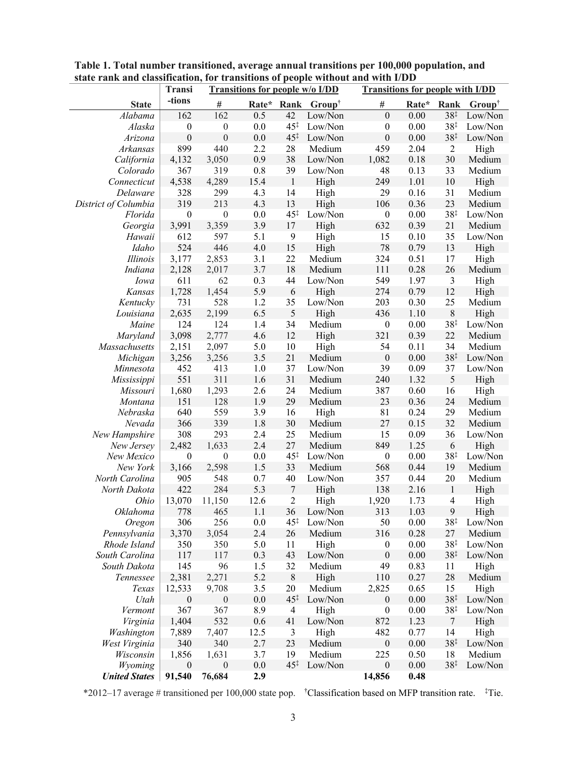**Table 1. Total number transitioned, average annual transitions per 100,000 population, and state rank and classification, for transitions of people without and with I/DD**

| State | Transi-tions | Transitions for people w/o I/DD | | | | Transitions for people with I/DD | | | |
|---|---|---|---|---|---|---|---|---|---|
| | | # | Rate* | Rank | Group† | # | Rate* | Rank | Group† |
| *Alabama* | 162 | 162 | 0.5 | 42 | Low/Non | 0 | 0.00 | 38‡ | Low/Non |
| *Alaska* | 0 | 0 | 0.0 | 45‡ | Low/Non | 0 | 0.00 | 38‡ | Low/Non |
| *Arizona* | 0 | 0 | 0.0 | 45‡ | Low/Non | 0 | 0.00 | 38‡ | Low/Non |
| *Arkansas* | 899 | 440 | 2.2 | 28 | Medium | 459 | 2.04 | 2 | High |
| *California* | 4,132 | 3,050 | 0.9 | 38 | Low/Non | 1,082 | 0.18 | 30 | Medium |
| *Colorado* | 367 | 319 | 0.8 | 39 | Low/Non | 48 | 0.13 | 33 | Medium |
| *Connecticut* | 4,538 | 4,289 | 15.4 | 1 | High | 249 | 1.01 | 10 | High |
| *Delaware* | 328 | 299 | 4.3 | 14 | High | 29 | 0.16 | 31 | Medium |
| *District of Columbia* | 319 | 213 | 4.3 | 13 | High | 106 | 0.36 | 23 | Medium |
| *Florida* | 0 | 0 | 0.0 | 45‡ | Low/Non | 0 | 0.00 | 38‡ | Low/Non |
| *Georgia* | 3,991 | 3,359 | 3.9 | 17 | High | 632 | 0.39 | 21 | Medium |
| *Hawaii* | 612 | 597 | 5.1 | 9 | High | 15 | 0.10 | 35 | Low/Non |
| *Idaho* | 524 | 446 | 4.0 | 15 | High | 78 | 0.79 | 13 | High |
| *Illinois* | 3,177 | 2,853 | 3.1 | 22 | Medium | 324 | 0.51 | 17 | High |
| *Indiana* | 2,128 | 2,017 | 3.7 | 18 | Medium | 111 | 0.28 | 26 | Medium |
| *Iowa* | 611 | 62 | 0.3 | 44 | Low/Non | 549 | 1.97 | 3 | High |
| *Kansas* | 1,728 | 1,454 | 5.9 | 6 | High | 274 | 0.79 | 12 | High |
| *Kentucky* | 731 | 528 | 1.2 | 35 | Low/Non | 203 | 0.30 | 25 | Medium |
| *Louisiana* | 2,635 | 2,199 | 6.5 | 5 | High | 436 | 1.10 | 8 | High |
| *Maine* | 124 | 124 | 1.4 | 34 | Medium | 0 | 0.00 | 38‡ | Low/Non |
| *Maryland* | 3,098 | 2,777 | 4.6 | 12 | High | 321 | 0.39 | 22 | Medium |
| *Massachusetts* | 2,151 | 2,097 | 5.0 | 10 | High | 54 | 0.11 | 34 | Medium |
| *Michigan* | 3,256 | 3,256 | 3.5 | 21 | Medium | 0 | 0.00 | 38‡ | Low/Non |
| *Minnesota* | 452 | 413 | 1.0 | 37 | Low/Non | 39 | 0.09 | 37 | Low/Non |
| *Mississippi* | 551 | 311 | 1.6 | 31 | Medium | 240 | 1.32 | 5 | High |
| *Missouri* | 1,680 | 1,293 | 2.6 | 24 | Medium | 387 | 0.60 | 16 | High |
| *Montana* | 151 | 128 | 1.9 | 29 | Medium | 23 | 0.36 | 24 | Medium |
| *Nebraska* | 640 | 559 | 3.9 | 16 | High | 81 | 0.24 | 29 | Medium |
| *Nevada* | 366 | 339 | 1.8 | 30 | Medium | 27 | 0.15 | 32 | Medium |
| *New Hampshire* | 308 | 293 | 2.4 | 25 | Medium | 15 | 0.09 | 36 | Low/Non |
| *New Jersey* | 2,482 | 1,633 | 2.4 | 27 | Medium | 849 | 1.25 | 6 | High |
| *New Mexico* | 0 | 0 | 0.0 | 45‡ | Low/Non | 0 | 0.00 | 38‡ | Low/Non |
| *New York* | 3,166 | 2,598 | 1.5 | 33 | Medium | 568 | 0.44 | 19 | Medium |
| *North Carolina* | 905 | 548 | 0.7 | 40 | Low/Non | 357 | 0.44 | 20 | Medium |
| *North Dakota* | 422 | 284 | 5.3 | 7 | High | 138 | 2.16 | 1 | High |
| *Ohio* | 13,070 | 11,150 | 12.6 | 2 | High | 1,920 | 1.73 | 4 | High |
| *Oklahoma* | 778 | 465 | 1.1 | 36 | Low/Non | 313 | 1.03 | 9 | High |
| *Oregon* | 306 | 256 | 0.0 | 45‡ | Low/Non | 50 | 0.00 | 38‡ | Low/Non |
| *Pennsylvania* | 3,370 | 3,054 | 2.4 | 26 | Medium | 316 | 0.28 | 27 | Medium |
| *Rhode Island* | 350 | 350 | 5.0 | 11 | High | 0 | 0.00 | 38‡ | Low/Non |
| *South Carolina* | 117 | 117 | 0.3 | 43 | Low/Non | 0 | 0.00 | 38‡ | Low/Non |
| *South Dakota* | 145 | 96 | 1.5 | 32 | Medium | 49 | 0.83 | 11 | High |
| *Tennessee* | 2,381 | 2,271 | 5.2 | 8 | High | 110 | 0.27 | 28 | Medium |
| *Texas* | 12,533 | 9,708 | 3.5 | 20 | Medium | 2,825 | 0.65 | 15 | High |
| *Utah* | 0 | 0 | 0.0 | 45‡ | Low/Non | 0 | 0.00 | 38‡ | Low/Non |
| *Vermont* | 367 | 367 | 8.9 | 4 | High | 0 | 0.00 | 38‡ | Low/Non |
| *Virginia* | 1,404 | 532 | 0.6 | 41 | Low/Non | 872 | 1.23 | 7 | High |
| *Washington* | 7,889 | 7,407 | 12.5 | 3 | High | 482 | 0.77 | 14 | High |
| *West Virginia* | 340 | 340 | 2.7 | 23 | Medium | 0 | 0.00 | 38‡ | Low/Non |
| *Wisconsin* | 1,856 | 1,631 | 3.7 | 19 | Medium | 225 | 0.50 | 18 | Medium |
| *Wyoming* | 0 | 0 | 0.0 | 45‡ | Low/Non | 0 | 0.00 | 38‡ | Low/Non |
| ***United States*** | **91,540** | **76,684** | **2.9** | | | **14,856** | **0.48** | | |

*2012–17 average # transitioned per 100,000 state pop. †Classification based on MFP transition rate. ‡Tie.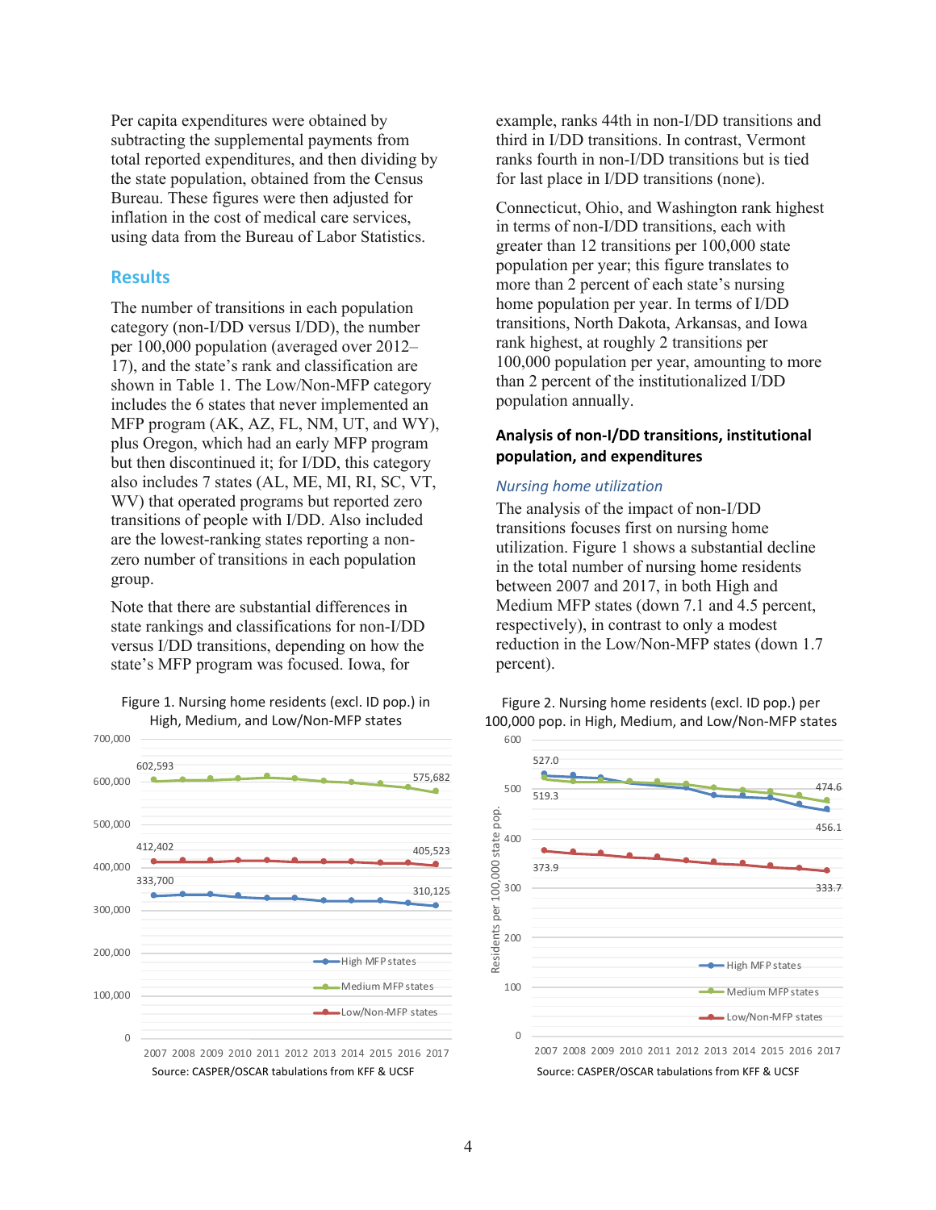Per capita expenditures were obtained by subtracting the supplemental payments from total reported expenditures, and then dividing by the state population, obtained from the Census Bureau. These figures were then adjusted for inflation in the cost of medical care services, using data from the Bureau of Labor Statistics.

## Results

The number of transitions in each population category (non-I/DD versus I/DD), the number per 100,000 population (averaged over 2012–17), and the state's rank and classification are shown in Table 1. The Low/Non-MFP category includes the 6 states that never implemented an MFP program (AK, AZ, FL, NM, UT, and WY), plus Oregon, which had an early MFP program but then discontinued it; for I/DD, this category also includes 7 states (AL, ME, MI, RI, SC, VT, WV) that operated programs but reported zero transitions of people with I/DD. Also included are the lowest-ranking states reporting a non-zero number of transitions in each population group.

Note that there are substantial differences in state rankings and classifications for non-I/DD versus I/DD transitions, depending on how the state's MFP program was focused. Iowa, for example, ranks 44th in non-I/DD transitions and third in I/DD transitions. In contrast, Vermont ranks fourth in non-I/DD transitions but is tied for last place in I/DD transitions (none).

Connecticut, Ohio, and Washington rank highest in terms of non-I/DD transitions, each with greater than 12 transitions per 100,000 state population per year; this figure translates to more than 2 percent of each state's nursing home population per year. In terms of I/DD transitions, North Dakota, Arkansas, and Iowa rank highest, at roughly 2 transitions per 100,000 population per year, amounting to more than 2 percent of the institutionalized I/DD population annually.

### Analysis of non-I/DD transitions, institutional population, and expenditures

#### *Nursing home utilization*

The analysis of the impact of non-I/DD transitions focuses first on nursing home utilization. Figure 1 shows a substantial decline in the total number of nursing home residents between 2007 and 2017, in both High and Medium MFP states (down 7.1 and 4.5 percent, respectively), in contrast to only a modest reduction in the Low/Non-MFP states (down 1.7 percent).

Figure 1. Nursing home residents (excl. ID pop.) in High, Medium, and Low/Non-MFP states

| | 2007 | 2017 |
|---|---|---|
| High MFP states | 333,700 | 310,125 |
| Medium MFP states | 602,593 | 575,682 |
| Low/Non-MFP states | 412,402 | 405,523 |

Source: CASPER/OSCAR tabulations from KFF & UCSF

Figure 2. Nursing home residents (excl. ID pop.) per 100,000 pop. in High, Medium, and Low/Non-MFP states

| | 2007 | 2017 |
|---|---|---|
| High MFP states | 527.0 | 456.1 |
| Medium MFP states | 519.3 | 474.6 |
| Low/Non-MFP states | 373.9 | 333.7 |

Source: CASPER/OSCAR tabulations from KFF & UCSF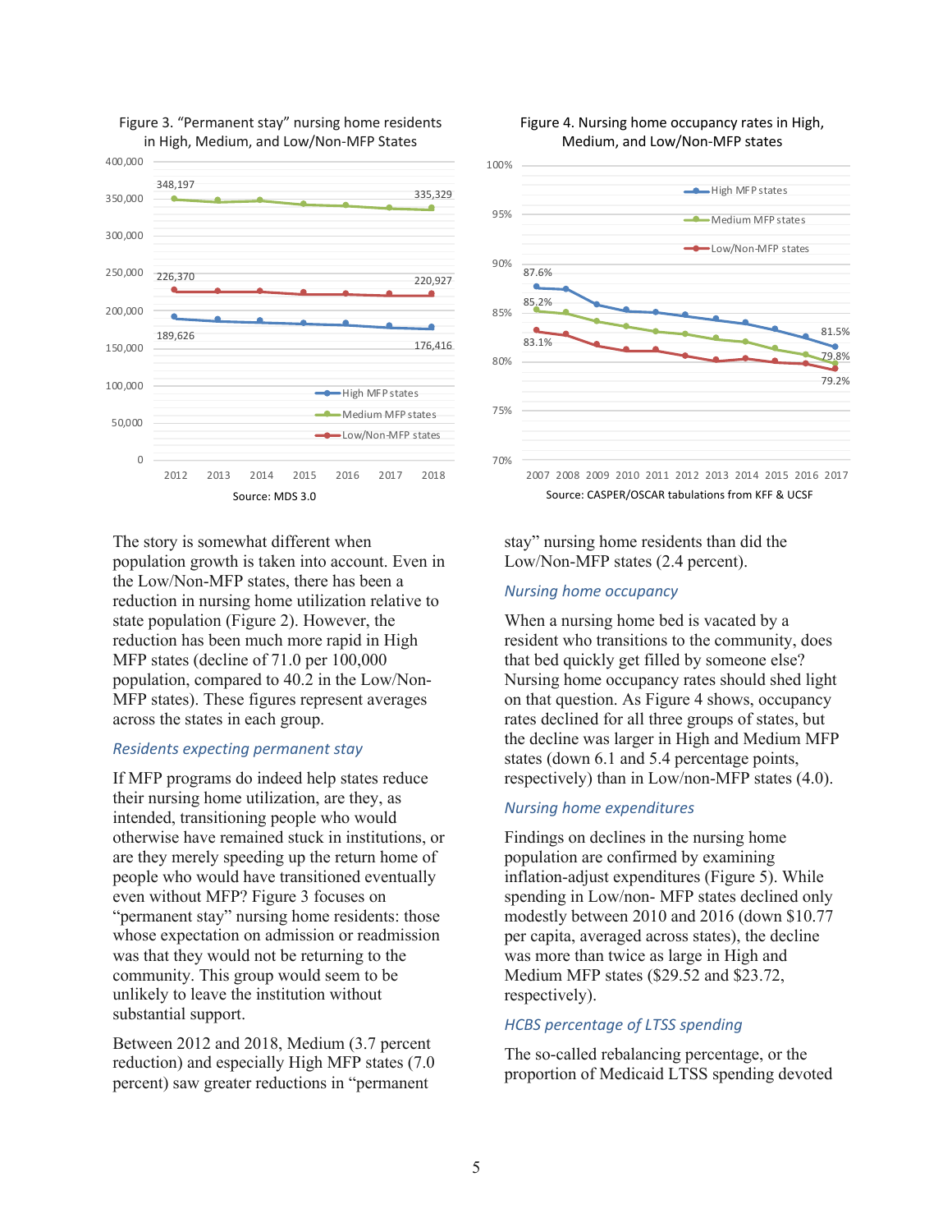Figure 3. "Permanent stay" nursing home residents in High, Medium, and Low/Non-MFP States

Source: MDS 3.0

Figure 4. Nursing home occupancy rates in High, Medium, and Low/Non-MFP states

Source: CASPER/OSCAR tabulations from KFF & UCSF

The story is somewhat different when population growth is taken into account. Even in the Low/Non-MFP states, there has been a reduction in nursing home utilization relative to state population (Figure 2). However, the reduction has been much more rapid in High MFP states (decline of 71.0 per 100,000 population, compared to 40.2 in the Low/Non-MFP states). These figures represent averages across the states in each group.

### Residents expecting permanent stay

If MFP programs do indeed help states reduce their nursing home utilization, are they, as intended, transitioning people who would otherwise have remained stuck in institutions, or are they merely speeding up the return home of people who would have transitioned eventually even without MFP? Figure 3 focuses on "permanent stay" nursing home residents: those whose expectation on admission or readmission was that they would not be returning to the community. This group would seem to be unlikely to leave the institution without substantial support.

Between 2012 and 2018, Medium (3.7 percent reduction) and especially High MFP states (7.0 percent) saw greater reductions in "permanent stay" nursing home residents than did the Low/Non-MFP states (2.4 percent).

### Nursing home occupancy

When a nursing home bed is vacated by a resident who transitions to the community, does that bed quickly get filled by someone else? Nursing home occupancy rates should shed light on that question. As Figure 4 shows, occupancy rates declined for all three groups of states, but the decline was larger in High and Medium MFP states (down 6.1 and 5.4 percentage points, respectively) than in Low/non-MFP states (4.0).

### Nursing home expenditures

Findings on declines in the nursing home population are confirmed by examining inflation-adjust expenditures (Figure 5). While spending in Low/non- MFP states declined only modestly between 2010 and 2016 (down $10.77 per capita, averaged across states), the decline was more than twice as large in High and Medium MFP states ($29.52 and $23.72, respectively).

### HCBS percentage of LTSS spending

The so-called rebalancing percentage, or the proportion of Medicaid LTSS spending devoted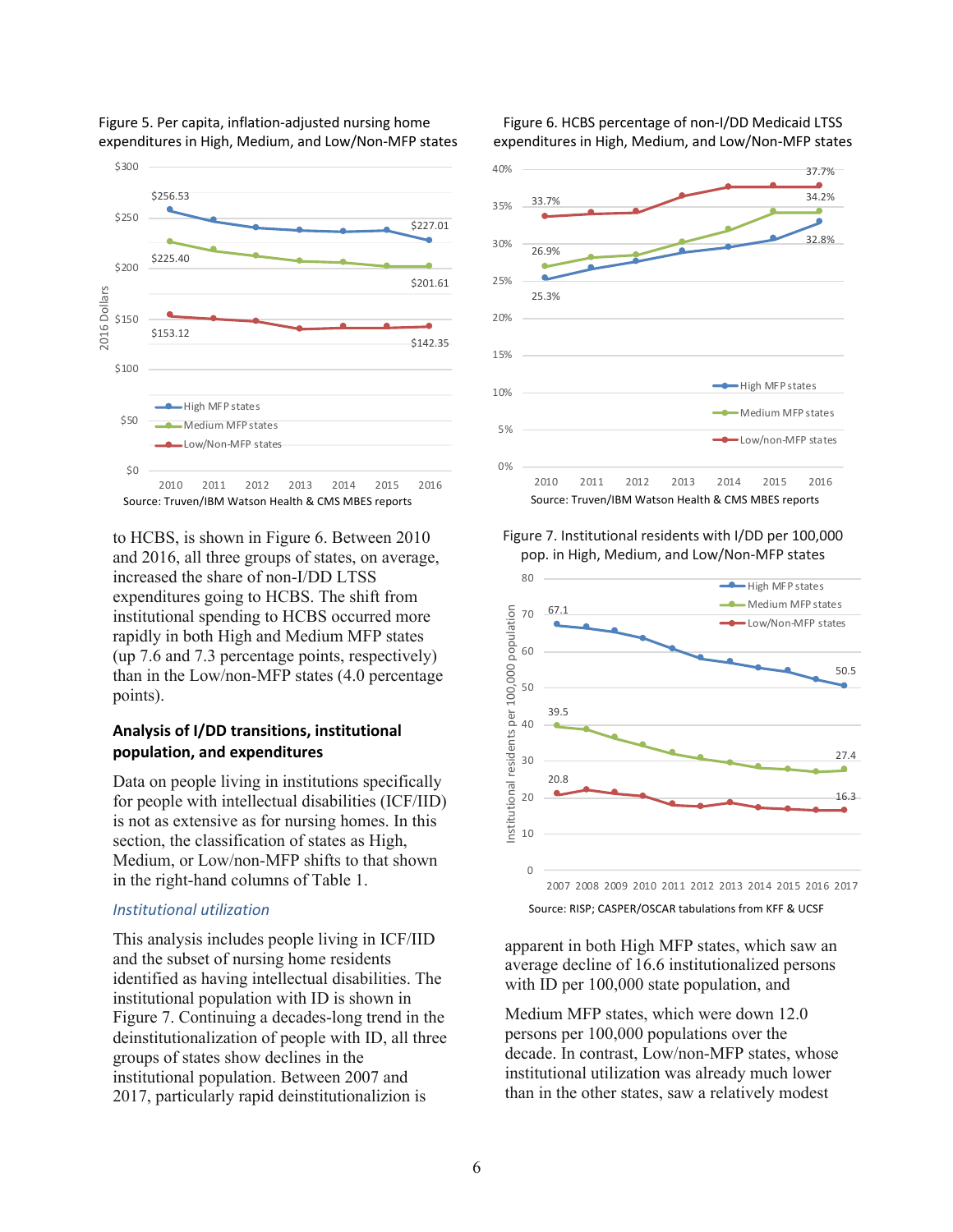Figure 5. Per capita, inflation-adjusted nursing home expenditures in High, Medium, and Low/Non-MFP states

Source: Truven/IBM Watson Health & CMS MBES reports

Figure 6. HCBS percentage of non-I/DD Medicaid LTSS expenditures in High, Medium, and Low/Non-MFP states

Source: Truven/IBM Watson Health & CMS MBES reports

to HCBS, is shown in Figure 6. Between 2010 and 2016, all three groups of states, on average, increased the share of non-I/DD LTSS expenditures going to HCBS. The shift from institutional spending to HCBS occurred more rapidly in both High and Medium MFP states (up 7.6 and 7.3 percentage points, respectively) than in the Low/non-MFP states (4.0 percentage points).

## Analysis of I/DD transitions, institutional population, and expenditures

Data on people living in institutions specifically for people with intellectual disabilities (ICF/IID) is not as extensive as for nursing homes. In this section, the classification of states as High, Medium, or Low/non-MFP shifts to that shown in the right-hand columns of Table 1.

### *Institutional utilization*

This analysis includes people living in ICF/IID and the subset of nursing home residents identified as having intellectual disabilities. The institutional population with ID is shown in Figure 7. Continuing a decades-long trend in the deinstitutionalization of people with ID, all three groups of states show declines in the institutional population. Between 2007 and 2017, particularly rapid deinstitutionalizion is apparent in both High MFP states, which saw an average decline of 16.6 institutionalized persons with ID per 100,000 state population, and

Figure 7. Institutional residents with I/DD per 100,000 pop. in High, Medium, and Low/Non-MFP states

Source: RISP; CASPER/OSCAR tabulations from KFF & UCSF

Medium MFP states, which were down 12.0 persons per 100,000 populations over the decade. In contrast, Low/non-MFP states, whose institutional utilization was already much lower than in the other states, saw a relatively modest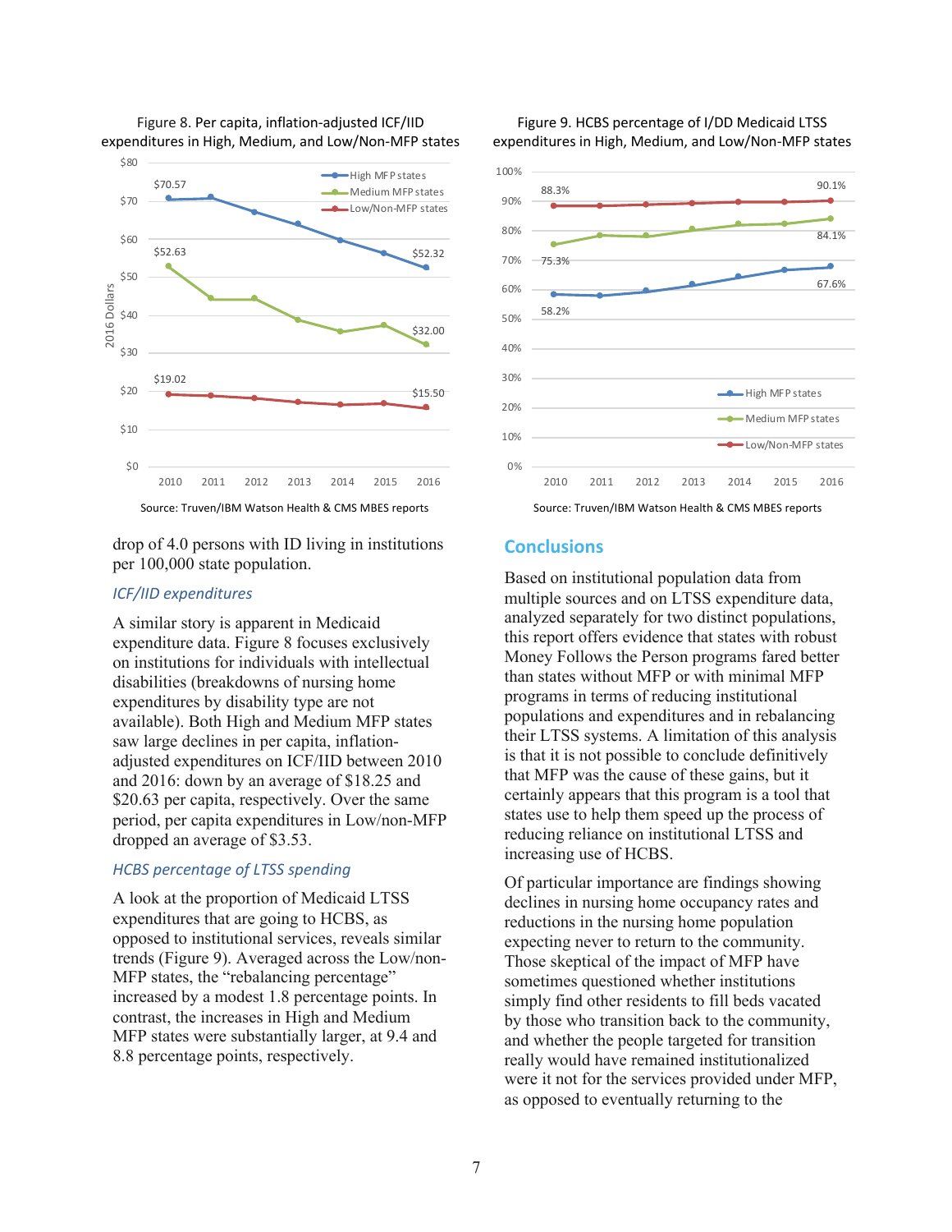Figure 8. Per capita, inflation-adjusted ICF/IID expenditures in High, Medium, and Low/Non-MFP states

Source: Truven/IBM Watson Health & CMS MBES reports

Figure 9. HCBS percentage of I/DD Medicaid LTSS expenditures in High, Medium, and Low/Non-MFP states

Source: Truven/IBM Watson Health & CMS MBES reports

drop of 4.0 persons with ID living in institutions per 100,000 state population.

### *ICF/IID expenditures*

A similar story is apparent in Medicaid expenditure data. Figure 8 focuses exclusively on institutions for individuals with intellectual disabilities (breakdowns of nursing home expenditures by disability type are not available). Both High and Medium MFP states saw large declines in per capita, inflation-adjusted expenditures on ICF/IID between 2010 and 2016: down by an average of $18.25 and $20.63 per capita, respectively. Over the same period, per capita expenditures in Low/non-MFP dropped an average of $3.53.

### *HCBS percentage of LTSS spending*

A look at the proportion of Medicaid LTSS expenditures that are going to HCBS, as opposed to institutional services, reveals similar trends (Figure 9). Averaged across the Low/non-MFP states, the "rebalancing percentage" increased by a modest 1.8 percentage points. In contrast, the increases in High and Medium MFP states were substantially larger, at 9.4 and 8.8 percentage points, respectively.

## Conclusions

Based on institutional population data from multiple sources and on LTSS expenditure data, analyzed separately for two distinct populations, this report offers evidence that states with robust Money Follows the Person programs fared better than states without MFP or with minimal MFP programs in terms of reducing institutional populations and expenditures and in rebalancing their LTSS systems. A limitation of this analysis is that it is not possible to conclude definitively that MFP was the cause of these gains, but it certainly appears that this program is a tool that states use to help them speed up the process of reducing reliance on institutional LTSS and increasing use of HCBS.

Of particular importance are findings showing declines in nursing home occupancy rates and reductions in the nursing home population expecting never to return to the community. Those skeptical of the impact of MFP have sometimes questioned whether institutions simply find other residents to fill beds vacated by those who transition back to the community, and whether the people targeted for transition really would have remained institutionalized were it not for the services provided under MFP, as opposed to eventually returning to the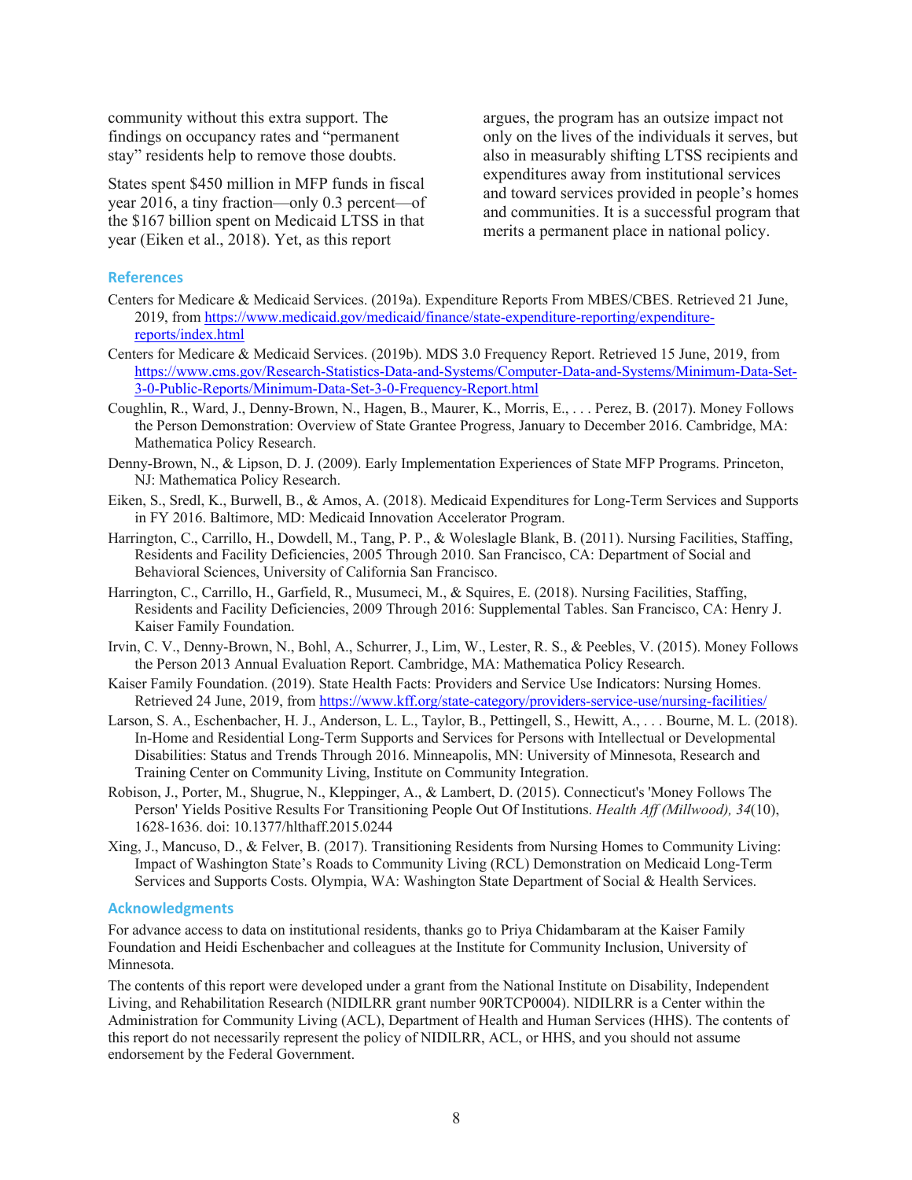community without this extra support. The findings on occupancy rates and "permanent stay" residents help to remove those doubts.

States spent $450 million in MFP funds in fiscal year 2016, a tiny fraction—only 0.3 percent—of the $167 billion spent on Medicaid LTSS in that year (Eiken et al., 2018). Yet, as this report argues, the program has an outsize impact not only on the lives of the individuals it serves, but also in measurably shifting LTSS recipients and expenditures away from institutional services and toward services provided in people's homes and communities. It is a successful program that merits a permanent place in national policy.

## References

Centers for Medicare & Medicaid Services. (2019a). Expenditure Reports From MBES/CBES. Retrieved 21 June, 2019, from https://www.medicaid.gov/medicaid/finance/state-expenditure-reporting/expenditure-reports/index.html

Centers for Medicare & Medicaid Services. (2019b). MDS 3.0 Frequency Report. Retrieved 15 June, 2019, from https://www.cms.gov/Research-Statistics-Data-and-Systems/Computer-Data-and-Systems/Minimum-Data-Set-3-0-Public-Reports/Minimum-Data-Set-3-0-Frequency-Report.html

Coughlin, R., Ward, J., Denny-Brown, N., Hagen, B., Maurer, K., Morris, E., . . . Perez, B. (2017). Money Follows the Person Demonstration: Overview of State Grantee Progress, January to December 2016. Cambridge, MA: Mathematica Policy Research.

Denny-Brown, N., & Lipson, D. J. (2009). Early Implementation Experiences of State MFP Programs. Princeton, NJ: Mathematica Policy Research.

Eiken, S., Sredl, K., Burwell, B., & Amos, A. (2018). Medicaid Expenditures for Long-Term Services and Supports in FY 2016. Baltimore, MD: Medicaid Innovation Accelerator Program.

Harrington, C., Carrillo, H., Dowdell, M., Tang, P. P., & Woleslagle Blank, B. (2011). Nursing Facilities, Staffing, Residents and Facility Deficiencies, 2005 Through 2010. San Francisco, CA: Department of Social and Behavioral Sciences, University of California San Francisco.

Harrington, C., Carrillo, H., Garfield, R., Musumeci, M., & Squires, E. (2018). Nursing Facilities, Staffing, Residents and Facility Deficiencies, 2009 Through 2016: Supplemental Tables. San Francisco, CA: Henry J. Kaiser Family Foundation.

Irvin, C. V., Denny-Brown, N., Bohl, A., Schurrer, J., Lim, W., Lester, R. S., & Peebles, V. (2015). Money Follows the Person 2013 Annual Evaluation Report. Cambridge, MA: Mathematica Policy Research.

Kaiser Family Foundation. (2019). State Health Facts: Providers and Service Use Indicators: Nursing Homes. Retrieved 24 June, 2019, from https://www.kff.org/state-category/providers-service-use/nursing-facilities/

Larson, S. A., Eschenbacher, H. J., Anderson, L. L., Taylor, B., Pettingell, S., Hewitt, A., . . . Bourne, M. L. (2018). In-Home and Residential Long-Term Supports and Services for Persons with Intellectual or Developmental Disabilities: Status and Trends Through 2016. Minneapolis, MN: University of Minnesota, Research and Training Center on Community Living, Institute on Community Integration.

Robison, J., Porter, M., Shugrue, N., Kleppinger, A., & Lambert, D. (2015). Connecticut's 'Money Follows The Person' Yields Positive Results For Transitioning People Out Of Institutions. *Health Aff (Millwood), 34*(10), 1628-1636. doi: 10.1377/hlthaff.2015.0244

Xing, J., Mancuso, D., & Felver, B. (2017). Transitioning Residents from Nursing Homes to Community Living: Impact of Washington State's Roads to Community Living (RCL) Demonstration on Medicaid Long-Term Services and Supports Costs. Olympia, WA: Washington State Department of Social & Health Services.

## Acknowledgments

For advance access to data on institutional residents, thanks go to Priya Chidambaram at the Kaiser Family Foundation and Heidi Eschenbacher and colleagues at the Institute for Community Inclusion, University of Minnesota.

The contents of this report were developed under a grant from the National Institute on Disability, Independent Living, and Rehabilitation Research (NIDILRR grant number 90RTCP0004). NIDILRR is a Center within the Administration for Community Living (ACL), Department of Health and Human Services (HHS). The contents of this report do not necessarily represent the policy of NIDILRR, ACL, or HHS, and you should not assume endorsement by the Federal Government.